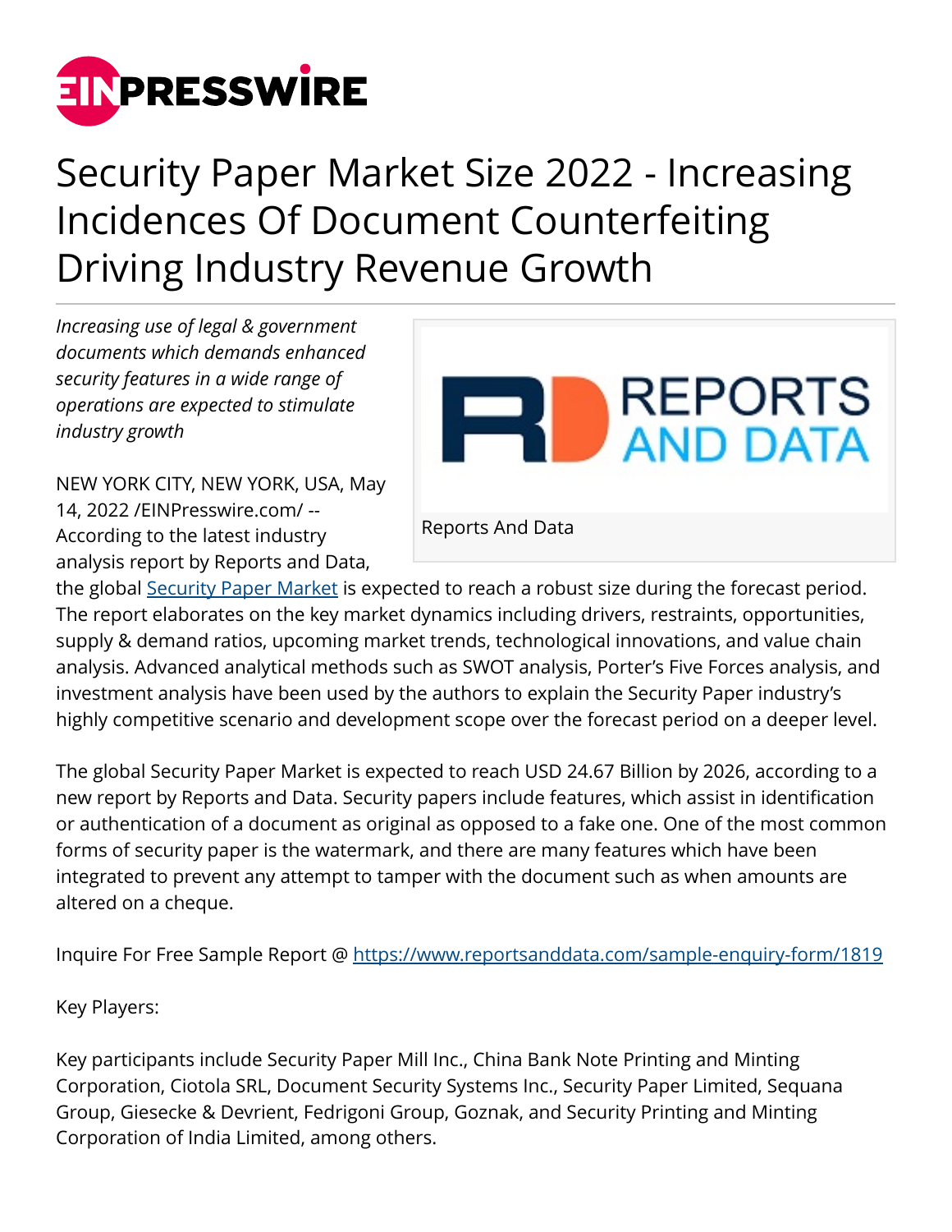# Security Paper Market Size 2022 - Increasing Incidences Of Document Counterfeiting Driving Industry Revenue Growth

*Increasing use of legal & government documents which demands enhanced security features in a wide range of operations are expected to stimulate industry growth*

Reports And Data

NEW YORK CITY, NEW YORK, USA, May 14, 2022 /EINPresswire.com/ -- According to the latest industry analysis report by Reports and Data, the global [Security Paper Market](https://www.reportsanddata.com) is expected to reach a robust size during the forecast period. The report elaborates on the key market dynamics including drivers, restraints, opportunities, supply & demand ratios, upcoming market trends, technological innovations, and value chain analysis. Advanced analytical methods such as SWOT analysis, Porter's Five Forces analysis, and investment analysis have been used by the authors to explain the Security Paper industry's highly competitive scenario and development scope over the forecast period on a deeper level.

The global Security Paper Market is expected to reach USD 24.67 Billion by 2026, according to a new report by Reports and Data. Security papers include features, which assist in identification or authentication of a document as original as opposed to a fake one. One of the most common forms of security paper is the watermark, and there are many features which have been integrated to prevent any attempt to tamper with the document such as when amounts are altered on a cheque.

Inquire For Free Sample Report @ https://www.reportsanddata.com/sample-enquiry-form/1819

Key Players:

Key participants include Security Paper Mill Inc., China Bank Note Printing and Minting Corporation, Ciotola SRL, Document Security Systems Inc., Security Paper Limited, Sequana Group, Giesecke & Devrient, Fedrigoni Group, Goznak, and Security Printing and Minting Corporation of India Limited, among others.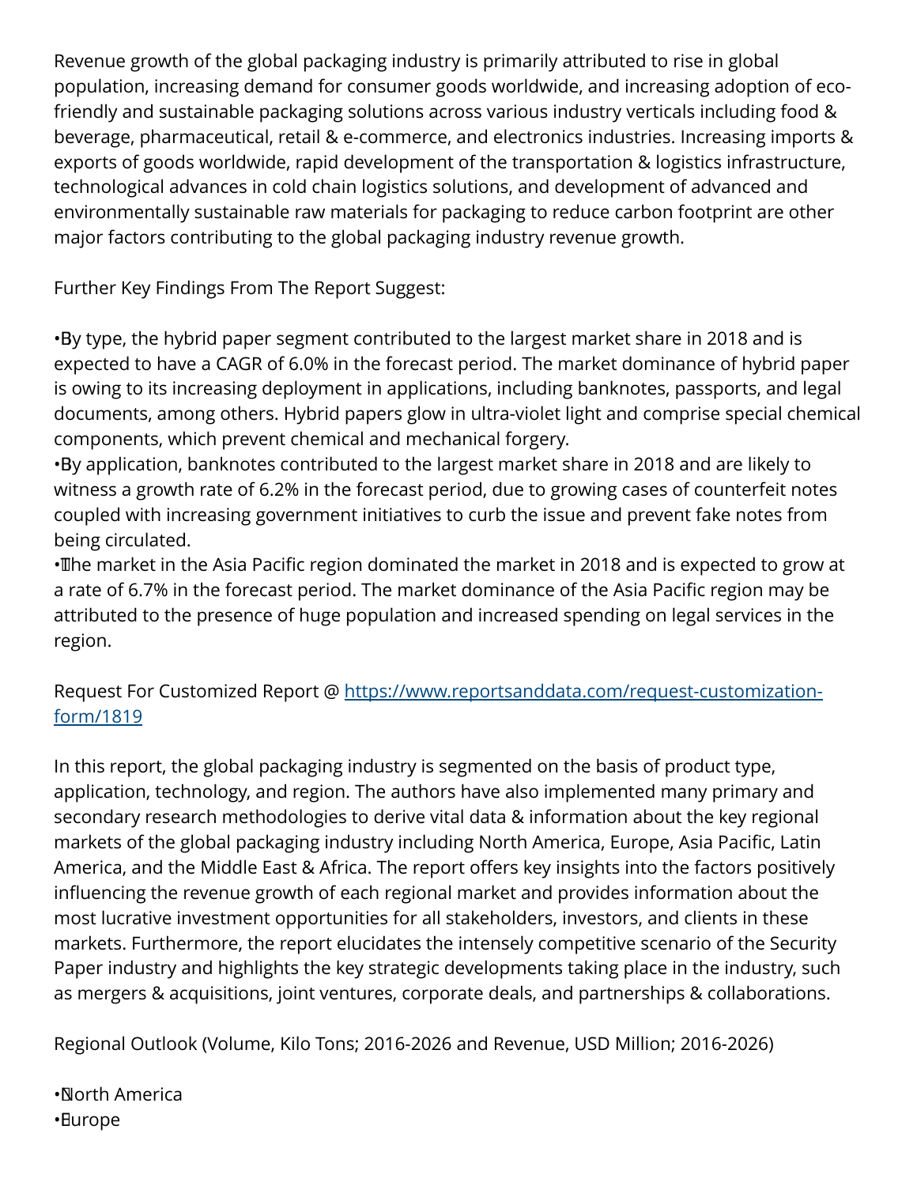Revenue growth of the global packaging industry is primarily attributed to rise in global population, increasing demand for consumer goods worldwide, and increasing adoption of eco-friendly and sustainable packaging solutions across various industry verticals including food & beverage, pharmaceutical, retail & e-commerce, and electronics industries. Increasing imports & exports of goods worldwide, rapid development of the transportation & logistics infrastructure, technological advances in cold chain logistics solutions, and development of advanced and environmentally sustainable raw materials for packaging to reduce carbon footprint are other major factors contributing to the global packaging industry revenue growth.

Further Key Findings From The Report Suggest:

- By type, the hybrid paper segment contributed to the largest market share in 2018 and is expected to have a CAGR of 6.0% in the forecast period. The market dominance of hybrid paper is owing to its increasing deployment in applications, including banknotes, passports, and legal documents, among others. Hybrid papers glow in ultra-violet light and comprise special chemical components, which prevent chemical and mechanical forgery.
- By application, banknotes contributed to the largest market share in 2018 and are likely to witness a growth rate of 6.2% in the forecast period, due to growing cases of counterfeit notes coupled with increasing government initiatives to curb the issue and prevent fake notes from being circulated.
- The market in the Asia Pacific region dominated the market in 2018 and is expected to grow at a rate of 6.7% in the forecast period. The market dominance of the Asia Pacific region may be attributed to the presence of huge population and increased spending on legal services in the region.

Request For Customized Report @ https://www.reportsanddata.com/request-customization-form/1819

In this report, the global packaging industry is segmented on the basis of product type, application, technology, and region. The authors have also implemented many primary and secondary research methodologies to derive vital data & information about the key regional markets of the global packaging industry including North America, Europe, Asia Pacific, Latin America, and the Middle East & Africa. The report offers key insights into the factors positively influencing the revenue growth of each regional market and provides information about the most lucrative investment opportunities for all stakeholders, investors, and clients in these markets. Furthermore, the report elucidates the intensely competitive scenario of the Security Paper industry and highlights the key strategic developments taking place in the industry, such as mergers & acquisitions, joint ventures, corporate deals, and partnerships & collaborations.

Regional Outlook (Volume, Kilo Tons; 2016-2026 and Revenue, USD Million; 2016-2026)

- North America
- Europe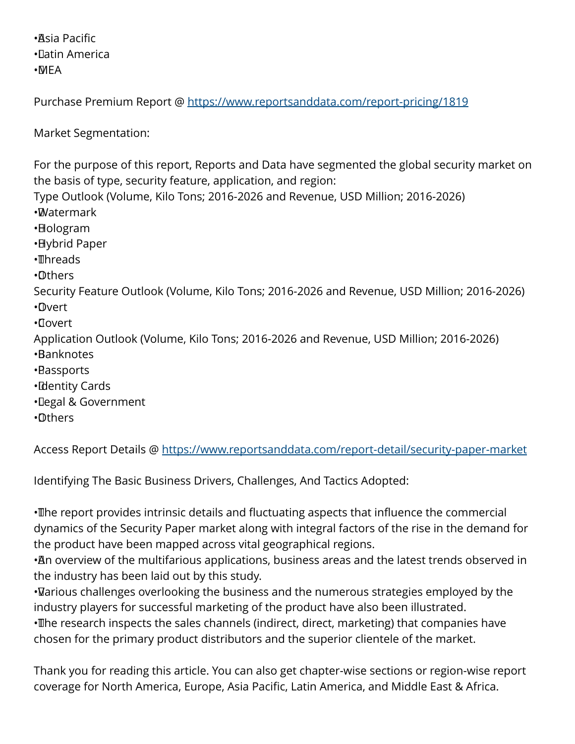- Asia Pacific
- Latin America
- MEA

Purchase Premium Report @ https://www.reportsanddata.com/report-pricing/1819

Market Segmentation:

For the purpose of this report, Reports and Data have segmented the global security market on the basis of type, security feature, application, and region:

Type Outlook (Volume, Kilo Tons; 2016-2026 and Revenue, USD Million; 2016-2026)

- Watermark
- Hologram
- Hybrid Paper
- Threads
- Others

Security Feature Outlook (Volume, Kilo Tons; 2016-2026 and Revenue, USD Million; 2016-2026)

- Overt
- Covert

Application Outlook (Volume, Kilo Tons; 2016-2026 and Revenue, USD Million; 2016-2026)

- Banknotes
- Passports
- Identity Cards
- Legal & Government
- Others

Access Report Details @ https://www.reportsanddata.com/report-detail/security-paper-market

Identifying The Basic Business Drivers, Challenges, And Tactics Adopted:

- The report provides intrinsic details and fluctuating aspects that influence the commercial dynamics of the Security Paper market along with integral factors of the rise in the demand for the product have been mapped across vital geographical regions.
- An overview of the multifarious applications, business areas and the latest trends observed in the industry has been laid out by this study.
- Various challenges overlooking the business and the numerous strategies employed by the industry players for successful marketing of the product have also been illustrated.
- The research inspects the sales channels (indirect, direct, marketing) that companies have chosen for the primary product distributors and the superior clientele of the market.

Thank you for reading this article. You can also get chapter-wise sections or region-wise report coverage for North America, Europe, Asia Pacific, Latin America, and Middle East & Africa.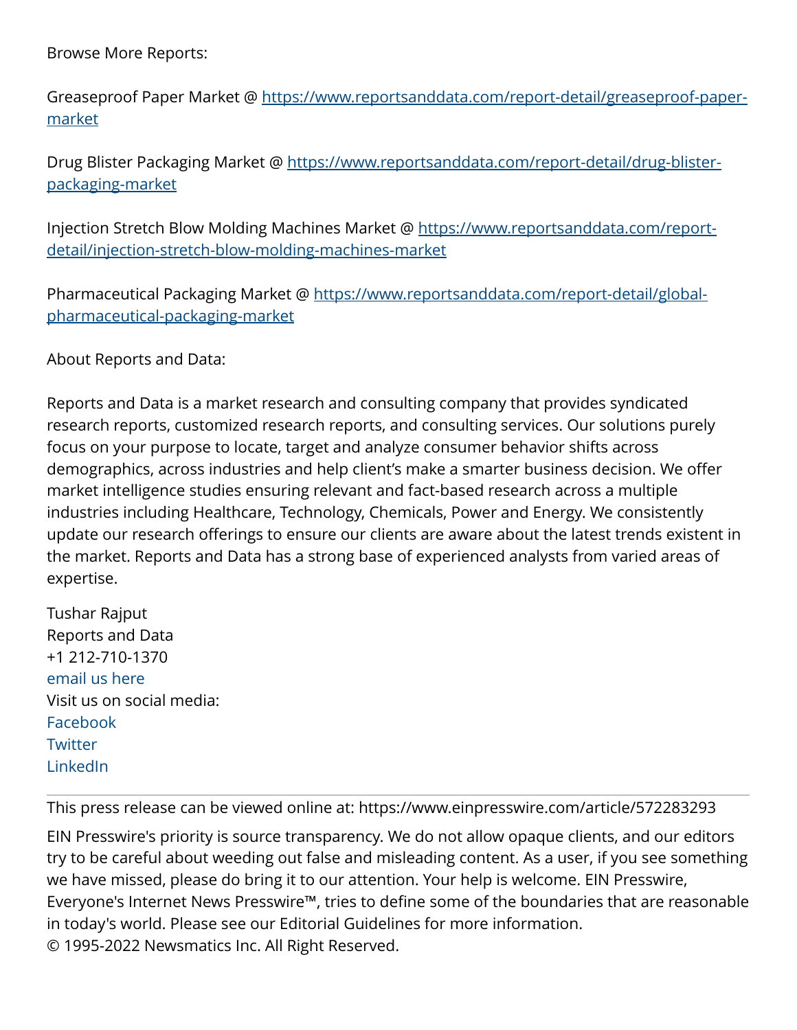Browse More Reports:

Greaseproof Paper Market @ https://www.reportsanddata.com/report-detail/greaseproof-paper-market

Drug Blister Packaging Market @ https://www.reportsanddata.com/report-detail/drug-blister-packaging-market

Injection Stretch Blow Molding Machines Market @ https://www.reportsanddata.com/report-detail/injection-stretch-blow-molding-machines-market

Pharmaceutical Packaging Market @ https://www.reportsanddata.com/report-detail/global-pharmaceutical-packaging-market

About Reports and Data:

Reports and Data is a market research and consulting company that provides syndicated research reports, customized research reports, and consulting services. Our solutions purely focus on your purpose to locate, target and analyze consumer behavior shifts across demographics, across industries and help client's make a smarter business decision. We offer market intelligence studies ensuring relevant and fact-based research across a multiple industries including Healthcare, Technology, Chemicals, Power and Energy. We consistently update our research offerings to ensure our clients are aware about the latest trends existent in the market. Reports and Data has a strong base of experienced analysts from varied areas of expertise.

Tushar Rajput
Reports and Data
+1 212-710-1370
email us here
Visit us on social media:
Facebook
Twitter
LinkedIn

---

This press release can be viewed online at: https://www.einpresswire.com/article/572283293

EIN Presswire's priority is source transparency. We do not allow opaque clients, and our editors try to be careful about weeding out false and misleading content. As a user, if you see something we have missed, please do bring it to our attention. Your help is welcome. EIN Presswire, Everyone's Internet News Presswire™, tries to define some of the boundaries that are reasonable in today's world. Please see our Editorial Guidelines for more information.
© 1995-2022 Newsmatics Inc. All Right Reserved.